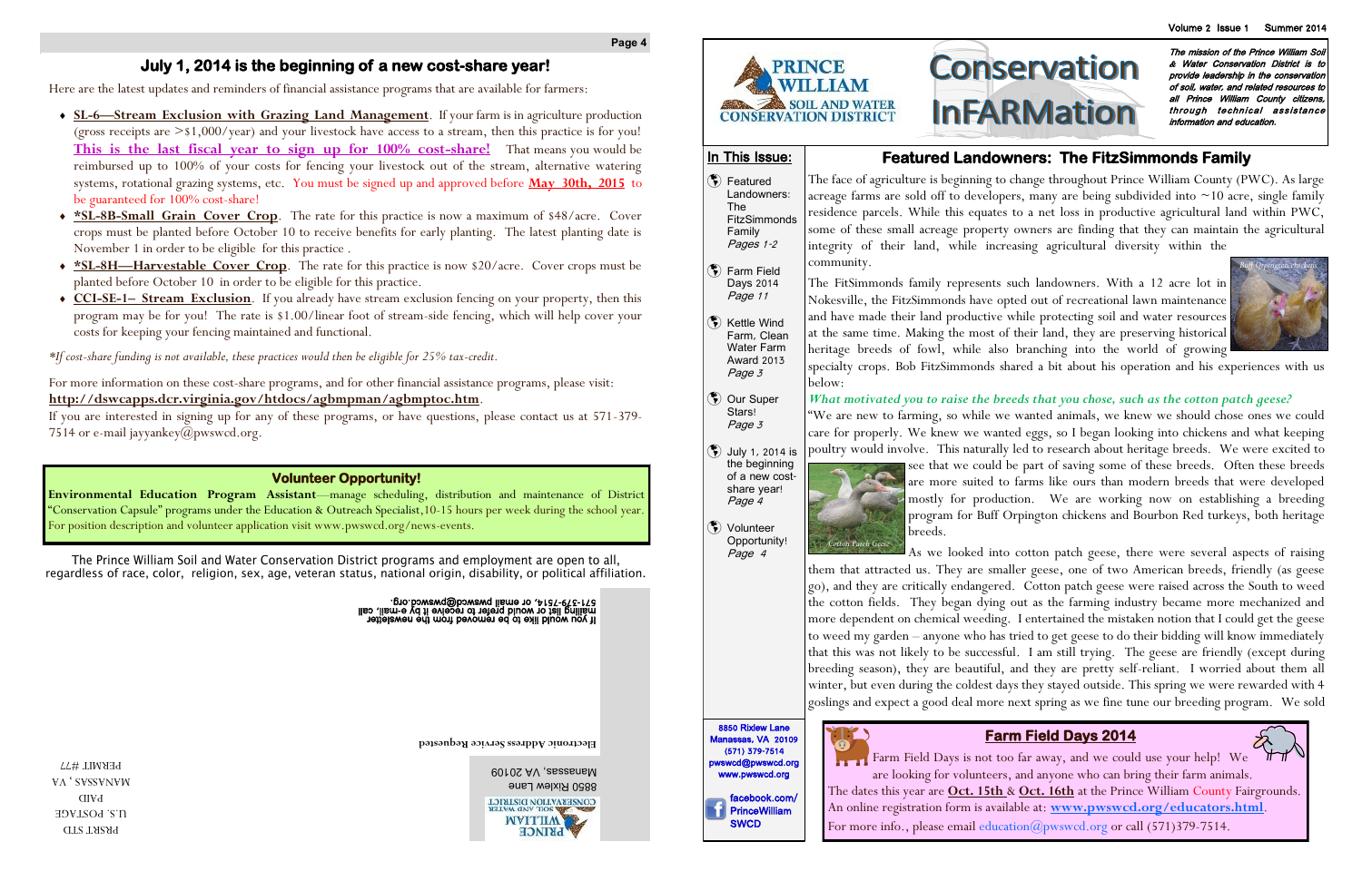## July 1, 2014 is the beginning of a new cost-share year!

Here are the latest updates and reminders of financial assistance programs that are available for farmers:

- **SL-6—Stream Exclusion with Grazing Land Management**. If your farm is in agriculture production (gross receipts are >$1,000/year) and your livestock have access to a stream, then this practice is for you! **This is the last fiscal year to sign up for 100% cost-share!** That means you would be reimbursed up to 100% of your costs for fencing your livestock out of the stream, alternative watering systems, rotational grazing systems, etc. You must be signed up and approved before **May 30th, 2015** to be guaranteed for 100% cost-share!
- ***SL-8B-Small Grain Cover Crop**. The rate for this practice is now a maximum of $48/acre. Cover crops must be planted before October 10 to receive benefits for early planting. The latest planting date is November 1 in order to be eligible for this practice .
- ***SL-8H—Harvestable Cover Crop**. The rate for this practice is now $20/acre. Cover crops must be planted before October 10 in order to be eligible for this practice.
- **CCI-SE-1– Stream Exclusion**. If you already have stream exclusion fencing on your property, then this program may be for you! The rate is $1.00/linear foot of stream-side fencing, which will help cover your costs for keeping your fencing maintained and functional.

*\*If cost-share funding is not available, these practices would then be eligible for 25% tax-credit.*

For more information on these cost-share programs, and for other financial assistance programs, please visit: **http://dswcapps.dcr.virginia.gov/htdocs/agbmpman/agbmptoc.htm**.

If you are interested in signing up for any of these programs, or have questions, please contact us at 571-379-7514 or e-mail jayyankey@pwswcd.org.

### Volunteer Opportunity!

**Environmental Education Program Assistant**—manage scheduling, distribution and maintenance of District "Conservation Capsule" programs under the Education & Outreach Specialist,10-15 hours per week during the school year. For position description and volunteer application visit www.pwswcd.org/news-events.

The Prince William Soil and Water Conservation District programs and employment are open to all, regardless of race, color, religion, sex, age, veteran status, national origin, disability, or political affiliation.

If you would like to be removed from the newsletter mailing list or would prefer to receive it by e-mail, call 571-379-7514, or email pwswcd@pwswcd.org.

**Electronic Address Service Requested**

Prince William Soil and Water Conservation District
8850 Rixlew Lane
Manassas, VA 20109

PRSRT STD
U.S. POSTAGE
PAID
MANASSAS, VA
PERMIT #77

---

Volume 2 Issue 1 Summer 2014

# Prince William Soil and Water Conservation District — Conservation InFARMation

*The mission of the Prince William Soil & Water Conservation District is to provide leadership in the conservation of soil, water, and related resources to all Prince William County citizens, through technical assistance information and education.*

### In This Issue:

- Featured Landowners: The FitzSimmonds Family *Pages 1-2*
- Farm Field Days 2014 *Page 11*
- Kettle Wind Farm, Clean Water Farm Award 2013 *Page 3*
- Our Super Stars! *Page 3*
- July 1, 2014 is the beginning of a new cost-share year! *Page 4*
- Volunteer Opportunity! *Page 4*

8850 Rixlew Lane
Manassas, VA 20109
(571) 379-7514
pwswcd@pwswcd.org
www.pwswcd.org

facebook.com/PrinceWilliamSWCD

## Featured Landowners: The FitzSimmonds Family

The face of agriculture is beginning to change throughout Prince William County (PWC). As large acreage farms are sold off to developers, many are being subdivided into ~10 acre, single family residence parcels. While this equates to a net loss in productive agricultural land within PWC, some of these small acreage property owners are finding that they can maintain the agricultural integrity of their land, while increasing agricultural diversity within the community.

The FitSimmonds family represents such landowners. With a 12 acre lot in Nokesville, the FitzSimmonds have opted out of recreational lawn maintenance and have made their land productive while protecting soil and water resources at the same time. Making the most of their land, they are preserving historical heritage breeds of fowl, while also branching into the world of growing specialty crops. Bob FitzSimmonds shared a bit about his operation and his experiences with us below:

Buff Orpington chickens

***What motivated you to raise the breeds that you chose, such as the cotton patch geese?***

"We are new to farming, so while we wanted animals, we knew we should chose ones we could care for properly. We knew we wanted eggs, so I began looking into chickens and what keeping poultry would involve. This naturally led to research about heritage breeds. We were excited to see that we could be part of saving some of these breeds. Often these breeds are more suited to farms like ours than modern breeds that were developed mostly for production. We are working now on establishing a breeding program for Buff Orpington chickens and Bourbon Red turkeys, both heritage breeds.

Cotton Patch Geese

As we looked into cotton patch geese, there were several aspects of raising them that attracted us. They are smaller geese, one of two American breeds, friendly (as geese go), and they are critically endangered. Cotton patch geese were raised across the South to weed the cotton fields. They began dying out as the farming industry became more mechanized and more dependent on chemical weeding. I entertained the mistaken notion that I could get the geese to weed my garden – anyone who has tried to get geese to do their bidding will know immediately that this was not likely to be successful. I am still trying. The geese are friendly (except during breeding season), they are beautiful, and they are pretty self-reliant. I worried about them all winter, but even during the coldest days they stayed outside. This spring we were rewarded with 4 goslings and expect a good deal more next spring as we fine tune our breeding program. We sold

### Farm Field Days 2014

Farm Field Days is not too far away, and we could use your help! We are looking for volunteers, and anyone who can bring their farm animals. The dates this year are **Oct. 15th** & **Oct. 16th** at the Prince William County Fairgrounds. An online registration form is available at: **www.pwswcd.org/educators.html**. For more info., please email education@pwswcd.org or call (571)379-7514.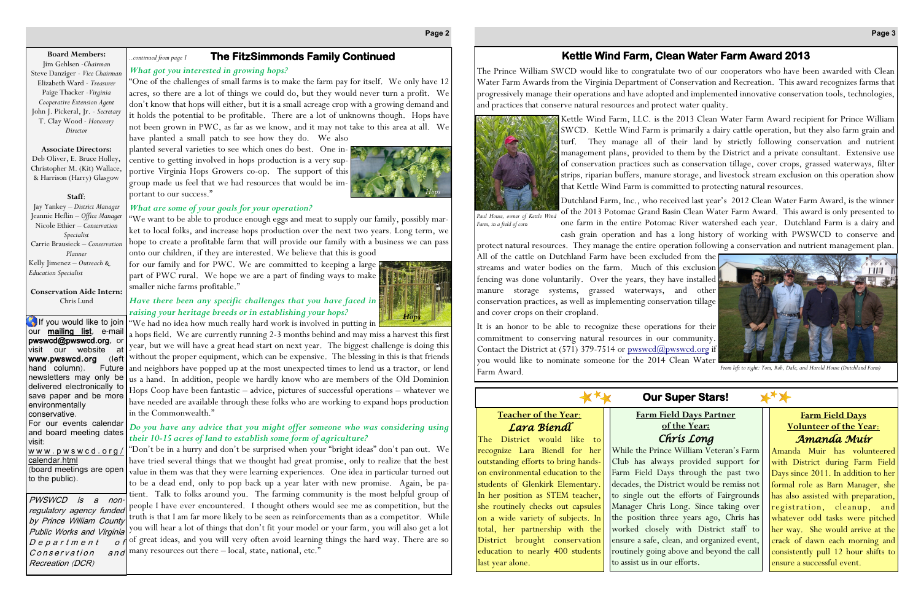**Board Members:**
Jim Gehlsen -*Chairman*
Steve Danziger - *Vice Chairman*
Elizabeth Ward - *Treasurer*
Paige Thacker -*Virginia Cooperative Extension Agent*
John J. Pickeral, Jr. - *Secretary*
T. Clay Wood - *Honorary Director*

**Associate Directors:**
Deb Oliver, E. Bruce Holley, Christopher M. (Kit) Wallace, & Harrison (Harry) Glasgow

**Staff**:
Jay Yankey – *District Manager*
Jeannie Heflin – *Office Manager*
Nicole Ethier – *Conservation Specialist*
Carrie Brausieck – *Conservation Planner*
Kelly Jimenez – *Outreach & Education Specialist*

**Conservation Aide Intern:**
Chris Lund

If you would like to join our **mailing list**, e-mail **pwswcd@pwswcd.org**, or visit our website at **www.pwswcd.org** (left hand column). Future newsletters may only be delivered electronically to save paper and be more environmentally conservative.
For our events calendar and board meeting dates visit:
www.pwswcd.org/calendar.html
(board meeting are open to the public).

*PWSWCD is a non-regulatory agency funded by Prince William County Public Works and Virginia Department of Conservation and Recreation (DCR)*

*...continued from page 1*

## The FitzSimmonds Family Continued

### *What got you interested in growing hops?*

"One of the challenges of small farms is to make the farm pay for itself. We only have 12 acres, so there are a lot of things we could do, but they would never turn a profit. We don't know that hops will either, but it is a small acreage crop with a growing demand and it holds the potential to be profitable. There are a lot of unknowns though. Hops have not been grown in PWC, as far as we know, and it may not take to this area at all. We have planted a small patch to see how they do. We also planted several varieties to see which ones do best. One incentive to getting involved in hops production is a very supportive Virginia Hops Growers co-op. The support of this group made us feel that we had resources that would be important to our success."

*Hops*

### *What are some of your goals for your operation?*

"We want to be able to produce enough eggs and meat to supply our family, possibly market to local folks, and increase hops production over the next two years. Long term, we hope to create a profitable farm that will provide our family with a business we can pass onto our children, if they are interested. We believe that this is good for our family and for PWC. We are committed to keeping a large part of PWC rural. We hope we are a part of finding ways to make smaller niche farms profitable."

*Hops*

### *Have there been any specific challenges that you have faced in raising your heritage breeds or in establishing your hops?*

"We had no idea how much really hard work is involved in putting in a hops field. We are currently running 2-3 months behind and may miss a harvest this first year, but we will have a great head start on next year. The biggest challenge is doing this without the proper equipment, which can be expensive. The blessing in this is that friends and neighbors have popped up at the most unexpected times to lend us a tractor, or lend us a hand. In addition, people we hardly know who are members of the Old Dominion Hops Coop have been fantastic – advice, pictures of successful operations – whatever we have needed are available through these folks who are working to expand hops production in the Commonwealth."

### *Do you have any advice that you might offer someone who was considering using their 10-15 acres of land to establish some form of agriculture?*

"Don't be in a hurry and don't be surprised when your "bright ideas" don't pan out. We have tried several things that we thought had great promise, only to realize that the best value in them was that they were learning experiences. One idea in particular turned out to be a dead end, only to pop back up a year later with new promise. Again, be patient. Talk to folks around you. The farming community is the most helpful group of people I have ever encountered. I thought others would see me as competition, but the truth is that I am far more likely to be seen as reinforcements than as a competitor. While you will hear a lot of things that don't fit your model or your farm, you will also get a lot of great ideas, and you will very often avoid learning things the hard way. There are so many resources out there – local, state, national, etc."

## Kettle Wind Farm, Clean Water Farm Award 2013

The Prince William SWCD would like to congratulate two of our cooperators who have been awarded with Clean Water Farm Awards from the Virginia Department of Conservation and Recreation. This award recognizes farms that progressively manage their operations and have adopted and implemented innovative conservation tools, technologies, and practices that conserve natural resources and protect water quality.

*Paul House, owner of Kettle Wind Farm, in a field of corn*

Kettle Wind Farm, LLC. is the 2013 Clean Water Farm Award recipient for Prince William SWCD. Kettle Wind Farm is primarily a dairy cattle operation, but they also farm grain and turf. They manage all of their land by strictly following conservation and nutrient management plans, provided to them by the District and a private consultant. Extensive use of conservation practices such as conservation tillage, cover crops, grassed waterways, filter strips, riparian buffers, manure storage, and livestock stream exclusion on this operation show that Kettle Wind Farm is committed to protecting natural resources.

Dutchland Farm, Inc., who received last year's 2012 Clean Water Farm Award, is the winner of the 2013 Potomac Grand Basin Clean Water Farm Award. This award is only presented to one farm in the entire Potomac River watershed each year. Dutchland Farm is a dairy and cash grain operation and has a long history of working with PWSWCD to conserve and protect natural resources. They manage the entire operation following a conservation and nutrient management plan. All of the cattle on Dutchland Farm have been excluded from the streams and water bodies on the farm. Much of this exclusion fencing was done voluntarily. Over the years, they have installed manure storage systems, grassed waterways, and other conservation practices, as well as implementing conservation tillage and cover crops on their cropland.

It is an honor to be able to recognize these operations for their commitment to conserving natural resources in our community. Contact the District at (571) 379-7514 or pwswcd@pwswcd.org if you would like to nominate someone for the 2014 Clean Water Farm Award.

*From left to right: Tom, Rob, Dale, and Harold House (Dutchland Farm)*

## Our Super Stars!

**Teacher of the Year:**
***Lara Biendl***

The District would like to recognize Lara Biendl for her outstanding efforts to bring hands-on environmental education to the students of Glenkirk Elementary. In her position as STEM teacher, she routinely checks out capsules on a wide variety of subjects. In total, her partnership with the District brought conservation education to nearly 400 students last year alone.

**Farm Field Days Partner of the Year:**
***Chris Long***

While the Prince William Veteran's Farm Club has always provided support for Farm Field Days through the past two decades, the District would be remiss not to single out the efforts of Fairgrounds Manager Chris Long. Since taking over the position three years ago, Chris has worked closely with District staff to ensure a safe, clean, and organized event, routinely going above and beyond the call to assist us in our efforts.

**Farm Field Days Volunteer of the Year:**
***Amanda Muir***

Amanda Muir has volunteered with District during Farm Field Days since 2011. In addition to her formal role as Barn Manager, she has also assisted with preparation, registration, cleanup, and whatever odd tasks were pitched her way. She would arrive at the crack of dawn each morning and consistently pull 12 hour shifts to ensure a successful event.